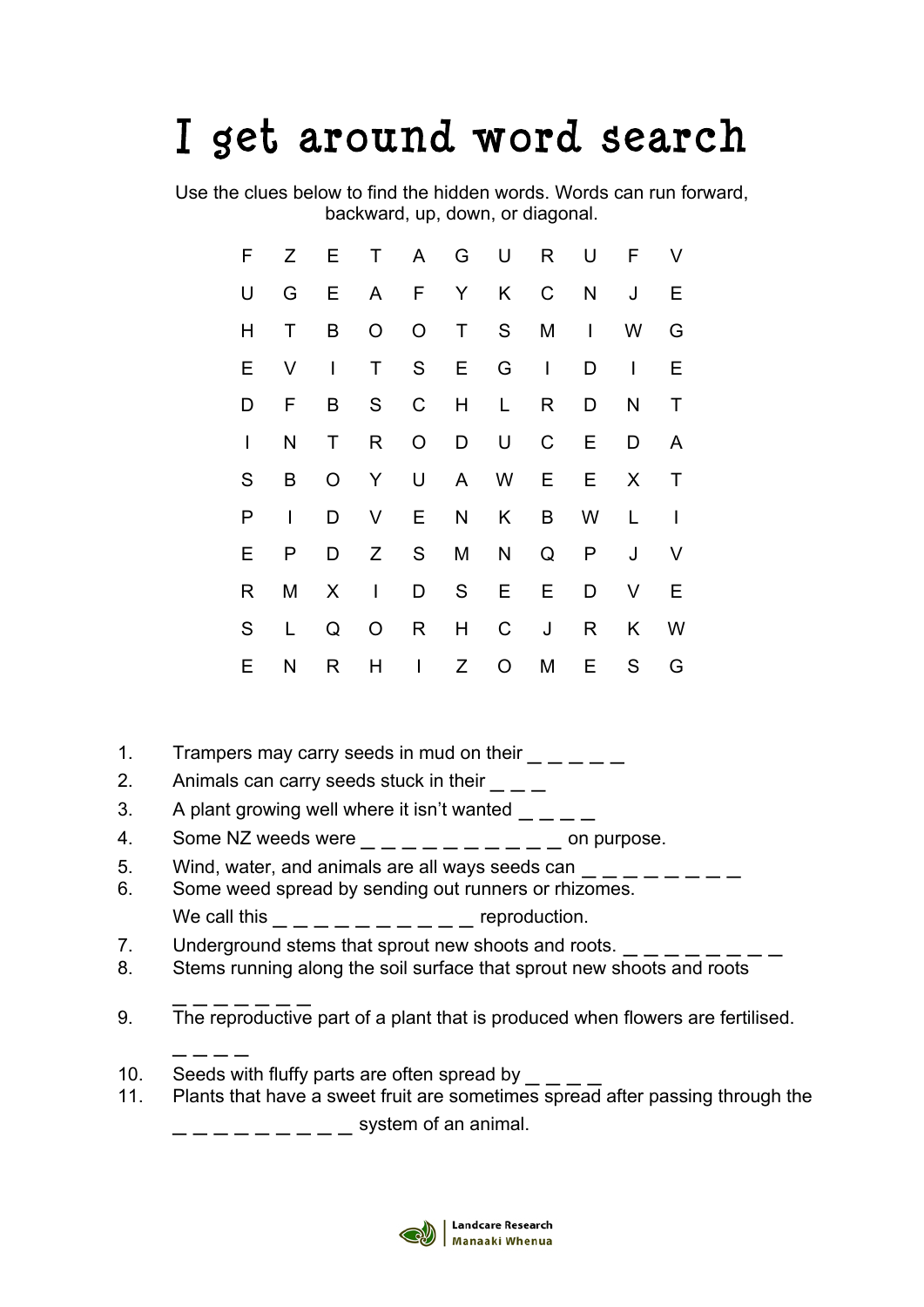# I get around word search

Use the clues below to find the hidden words. Words can run forward, backward, up, down, or diagonal.

| | | | | | | | | | | |
|---|---|---|---|---|---|---|---|---|---|---|
| F | Z | E | T | A | G | U | R | U | F | V |
| U | G | E | A | F | Y | K | C | N | J | E |
| H | T | B | O | O | T | S | M | I | W | G |
| E | V | I | T | S | E | G | I | D | I | E |
| D | F | B | S | C | H | L | R | D | N | T |
| I | N | T | R | O | D | U | C | E | D | A |
| S | B | O | Y | U | A | W | E | E | X | T |
| P | I | D | V | E | N | K | B | W | L | I |
| E | P | D | Z | S | M | N | Q | P | J | V |
| R | M | X | I | D | S | E | E | D | V | E |
| S | L | Q | O | R | H | C | J | R | K | W |
| E | N | R | H | I | Z | O | M | E | S | G |

1. Trampers may carry seeds in mud on their _ _ _ _ _
2. Animals can carry seeds stuck in their _ _ _
3. A plant growing well where it isn't wanted _ _ _ _
4. Some NZ weeds were _ _ _ _ _ _ _ _ _ _ on purpose.
5. Wind, water, and animals are all ways seeds can _ _ _ _ _ _ _ _
6. Some weed spread by sending out runners or rhizomes.
   We call this _ _ _ _ _ _ _ _ _ _ reproduction.
7. Underground stems that sprout new shoots and roots. _ _ _ _ _ _ _ _
8. Stems running along the soil surface that sprout new shoots and roots
   _ _ _ _ _ _ _
9. The reproductive part of a plant that is produced when flowers are fertilised.
   _ _ _ _
10. Seeds with fluffy parts are often spread by _ _ _ _
11. Plants that have a sweet fruit are sometimes spread after passing through the
    _ _ _ _ _ _ _ _ _ system of an animal.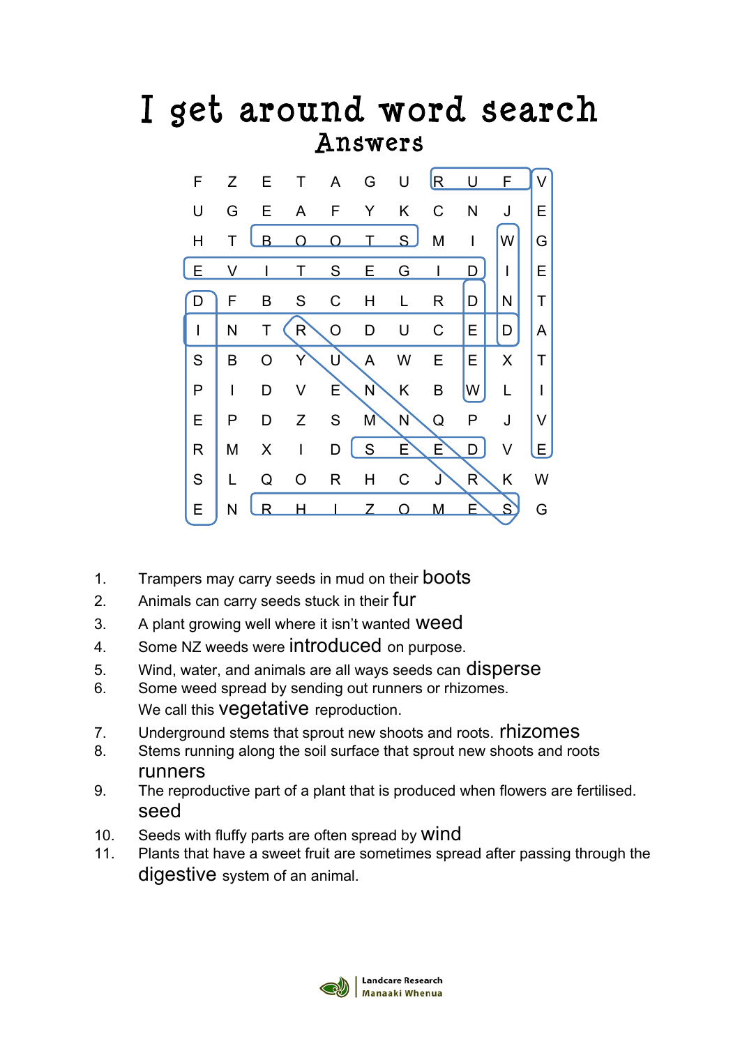# I get around word search

## Answers

| | | | | | | | | | | |
|---|---|---|---|---|---|---|---|---|---|---|
| F | Z | E | T | A | G | U | R | U | F | V |
| U | G | E | A | F | Y | K | C | N | J | E |
| H | T | B | O | O | T | S | M | I | W | G |
| E | V | I | T | S | E | G | I | D | I | E |
| D | F | B | S | C | H | L | R | D | N | T |
| I | N | T | R | O | D | U | C | E | D | A |
| S | B | O | Y | U | A | W | E | E | X | T |
| P | I | D | V | E | N | K | B | W | L | I |
| E | P | D | Z | S | M | N | Q | P | J | V |
| R | M | X | I | D | S | E | E | D | V | E |
| S | L | Q | O | R | H | C | J | R | K | W |
| E | N | R | H | I | Z | O | M | E | S | G |

1. Trampers may carry seeds in mud on their boots
2. Animals can carry seeds stuck in their fur
3. A plant growing well where it isn't wanted weed
4. Some NZ weeds were introduced on purpose.
5. Wind, water, and animals are all ways seeds can disperse
6. Some weed spread by sending out runners or rhizomes. We call this vegetative reproduction.
7. Underground stems that sprout new shoots and roots. rhizomes
8. Stems running along the soil surface that sprout new shoots and roots runners
9. The reproductive part of a plant that is produced when flowers are fertilised. seed
10. Seeds with fluffy parts are often spread by wind
11. Plants that have a sweet fruit are sometimes spread after passing through the digestive system of an animal.

Landcare Research
Manaaki Whenua